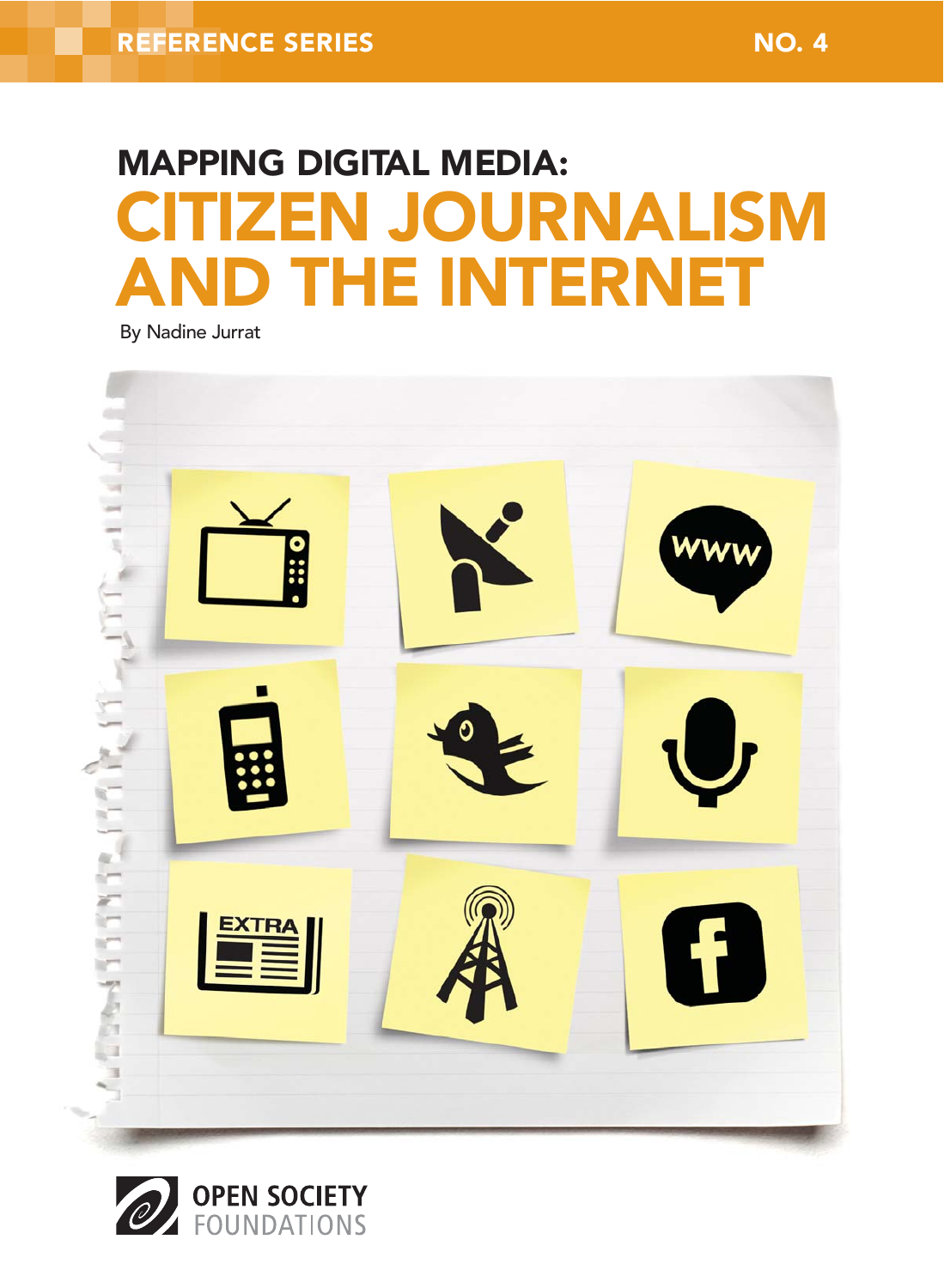REFERENCE SERIES NO. 4

# MAPPING DIGITAL MEDIA: CITIZEN JOURNALISM AND THE INTERNET

By Nadine Jurrat

OPEN SOCIETY FOUNDATIONS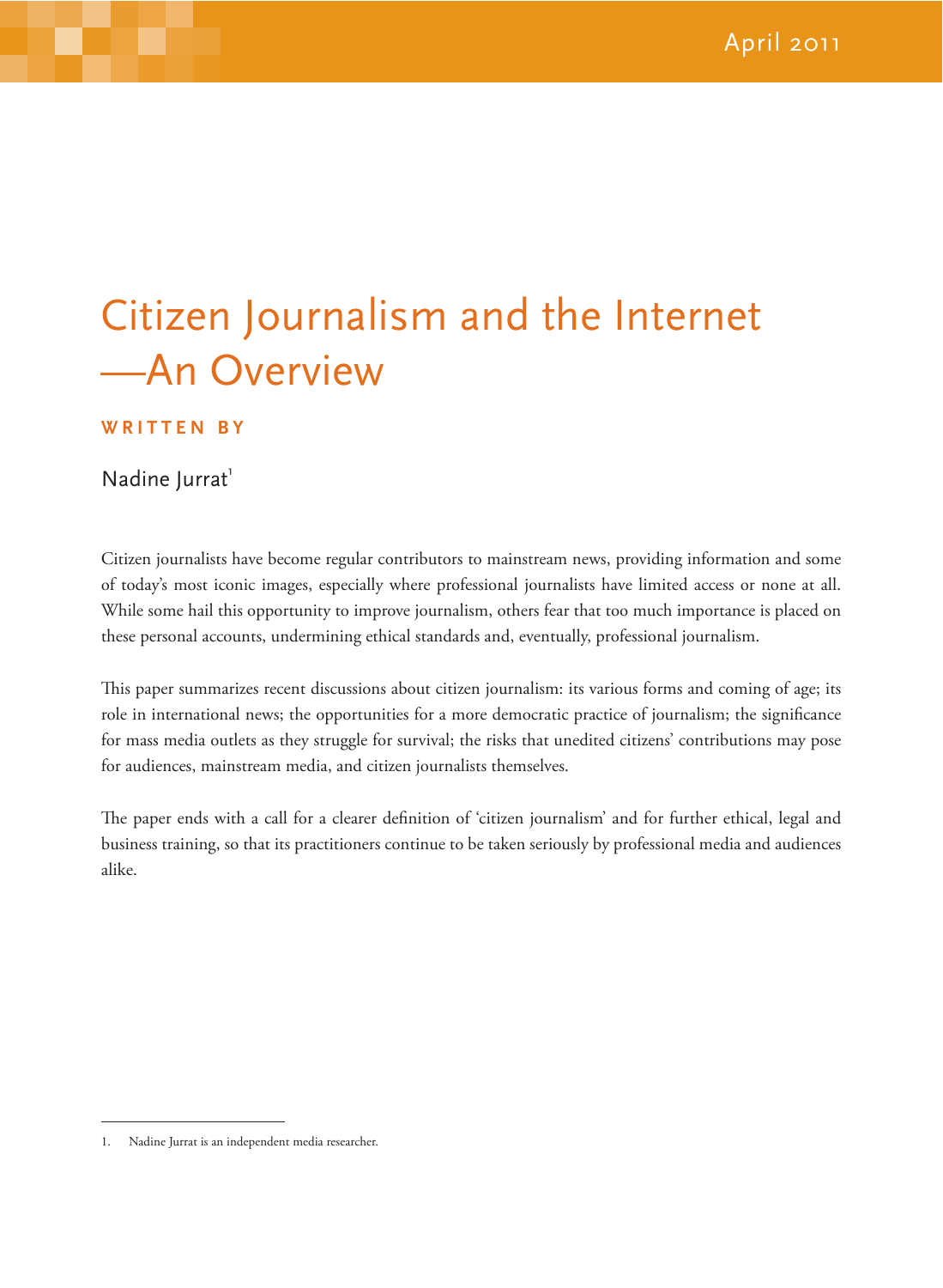April 2011

# Citizen Journalism and the Internet —An Overview

**WRITTEN BY**

Nadine Jurrat[1]

Citizen journalists have become regular contributors to mainstream news, providing information and some of today's most iconic images, especially where professional journalists have limited access or none at all. While some hail this opportunity to improve journalism, others fear that too much importance is placed on these personal accounts, undermining ethical standards and, eventually, professional journalism.

This paper summarizes recent discussions about citizen journalism: its various forms and coming of age; its role in international news; the opportunities for a more democratic practice of journalism; the significance for mass media outlets as they struggle for survival; the risks that unedited citizens' contributions may pose for audiences, mainstream media, and citizen journalists themselves.

The paper ends with a call for a clearer definition of 'citizen journalism' and for further ethical, legal and business training, so that its practitioners continue to be taken seriously by professional media and audiences alike.

1. Nadine Jurrat is an independent media researcher.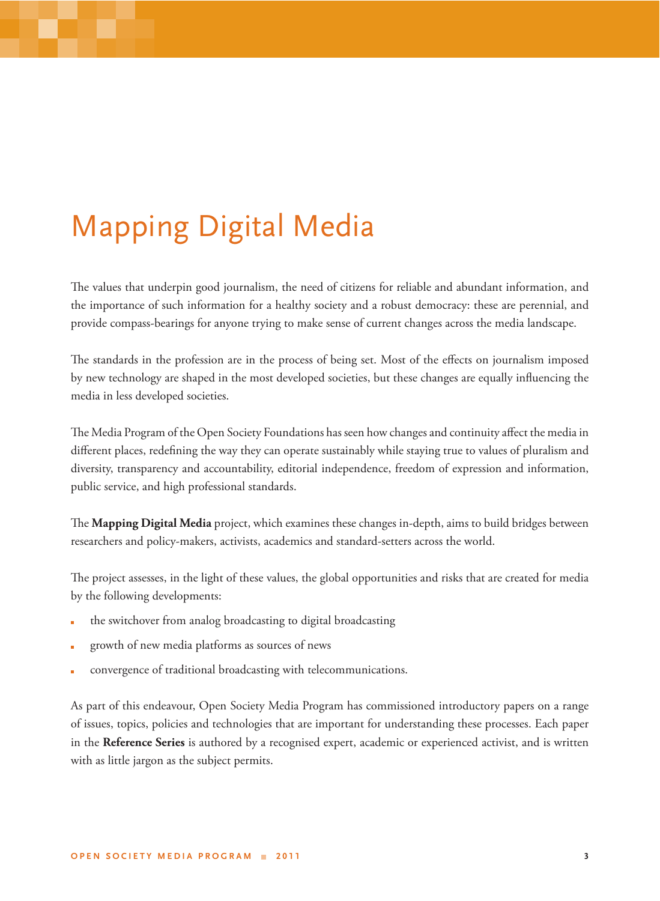# Mapping Digital Media

The values that underpin good journalism, the need of citizens for reliable and abundant information, and the importance of such information for a healthy society and a robust democracy: these are perennial, and provide compass-bearings for anyone trying to make sense of current changes across the media landscape.

The standards in the profession are in the process of being set. Most of the effects on journalism imposed by new technology are shaped in the most developed societies, but these changes are equally influencing the media in less developed societies.

The Media Program of the Open Society Foundations has seen how changes and continuity affect the media in different places, redefining the way they can operate sustainably while staying true to values of pluralism and diversity, transparency and accountability, editorial independence, freedom of expression and information, public service, and high professional standards.

The **Mapping Digital Media** project, which examines these changes in-depth, aims to build bridges between researchers and policy-makers, activists, academics and standard-setters across the world.

The project assesses, in the light of these values, the global opportunities and risks that are created for media by the following developments:

- the switchover from analog broadcasting to digital broadcasting
- growth of new media platforms as sources of news
- convergence of traditional broadcasting with telecommunications.

As part of this endeavour, Open Society Media Program has commissioned introductory papers on a range of issues, topics, policies and technologies that are important for understanding these processes. Each paper in the **Reference Series** is authored by a recognised expert, academic or experienced activist, and is written with as little jargon as the subject permits.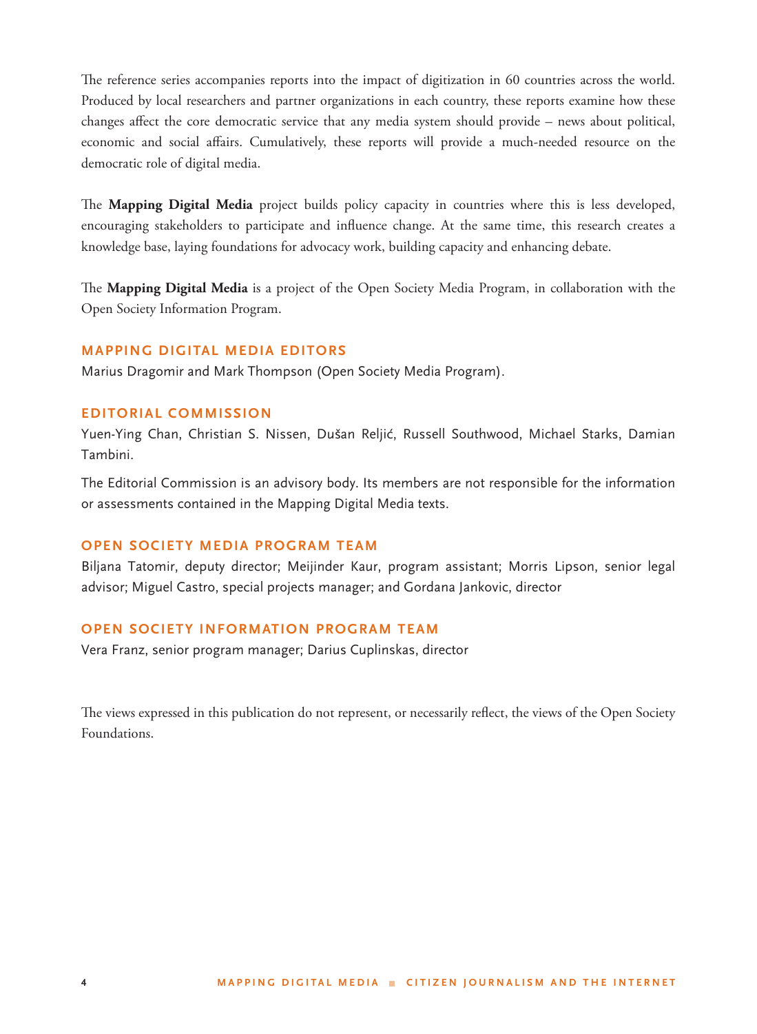The reference series accompanies reports into the impact of digitization in 60 countries across the world. Produced by local researchers and partner organizations in each country, these reports examine how these changes affect the core democratic service that any media system should provide – news about political, economic and social affairs. Cumulatively, these reports will provide a much-needed resource on the democratic role of digital media.

The **Mapping Digital Media** project builds policy capacity in countries where this is less developed, encouraging stakeholders to participate and influence change. At the same time, this research creates a knowledge base, laying foundations for advocacy work, building capacity and enhancing debate.

The **Mapping Digital Media** is a project of the Open Society Media Program, in collaboration with the Open Society Information Program.

## MAPPING DIGITAL MEDIA EDITORS

Marius Dragomir and Mark Thompson (Open Society Media Program).

## EDITORIAL COMMISSION

Yuen-Ying Chan, Christian S. Nissen, Dušan Reljić, Russell Southwood, Michael Starks, Damian Tambini.

The Editorial Commission is an advisory body. Its members are not responsible for the information or assessments contained in the Mapping Digital Media texts.

## OPEN SOCIETY MEDIA PROGRAM TEAM

Biljana Tatomir, deputy director; Meijinder Kaur, program assistant; Morris Lipson, senior legal advisor; Miguel Castro, special projects manager; and Gordana Jankovic, director

## OPEN SOCIETY INFORMATION PROGRAM TEAM

Vera Franz, senior program manager; Darius Cuplinskas, director

The views expressed in this publication do not represent, or necessarily reflect, the views of the Open Society Foundations.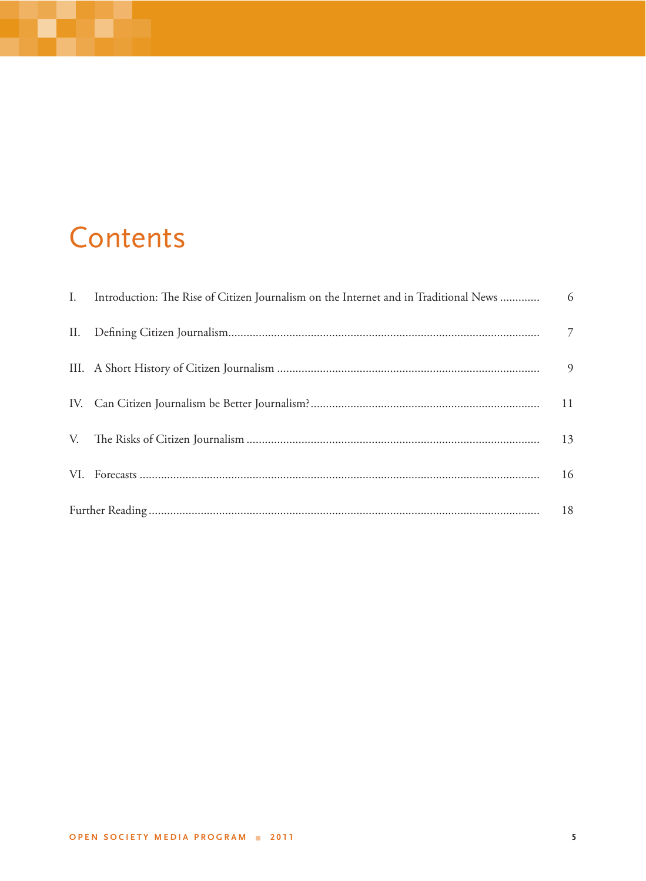# Contents

| | | |
|---|---|---|
| I. | Introduction: The Rise of Citizen Journalism on the Internet and in Traditional News | 6 |
| II. | Defining Citizen Journalism | 7 |
| III. | A Short History of Citizen Journalism | 9 |
| IV. | Can Citizen Journalism be Better Journalism? | 11 |
| V. | The Risks of Citizen Journalism | 13 |
| VI. | Forecasts | 16 |
| | Further Reading | 18 |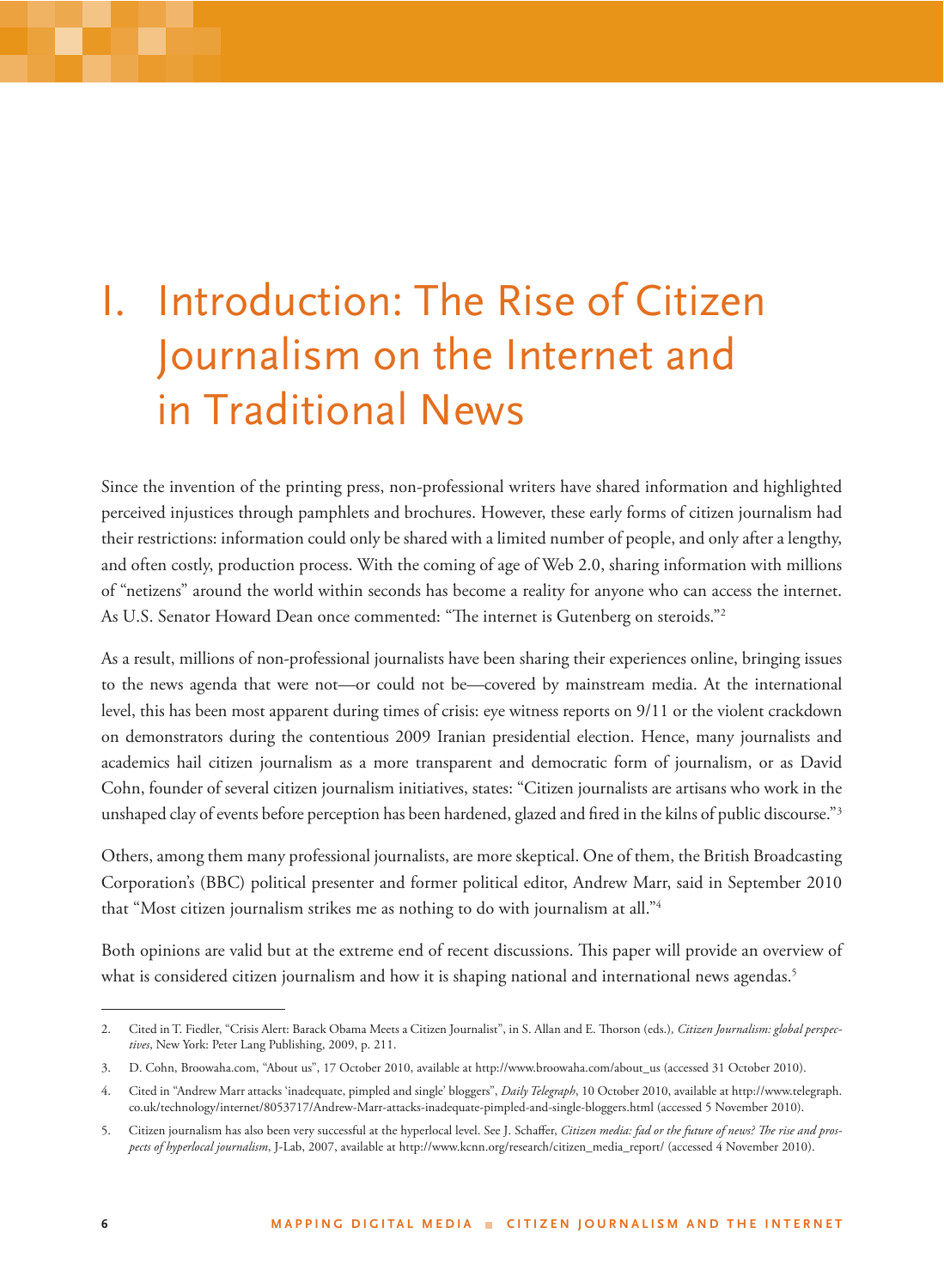# I. Introduction: The Rise of Citizen Journalism on the Internet and in Traditional News

Since the invention of the printing press, non-professional writers have shared information and highlighted perceived injustices through pamphlets and brochures. However, these early forms of citizen journalism had their restrictions: information could only be shared with a limited number of people, and only after a lengthy, and often costly, production process. With the coming of age of Web 2.0, sharing information with millions of "netizens" around the world within seconds has become a reality for anyone who can access the internet. As U.S. Senator Howard Dean once commented: "The internet is Gutenberg on steroids."[2]

As a result, millions of non-professional journalists have been sharing their experiences online, bringing issues to the news agenda that were not—or could not be—covered by mainstream media. At the international level, this has been most apparent during times of crisis: eye witness reports on 9/11 or the violent crackdown on demonstrators during the contentious 2009 Iranian presidential election. Hence, many journalists and academics hail citizen journalism as a more transparent and democratic form of journalism, or as David Cohn, founder of several citizen journalism initiatives, states: "Citizen journalists are artisans who work in the unshaped clay of events before perception has been hardened, glazed and fired in the kilns of public discourse."[3]

Others, among them many professional journalists, are more skeptical. One of them, the British Broadcasting Corporation's (BBC) political presenter and former political editor, Andrew Marr, said in September 2010 that "Most citizen journalism strikes me as nothing to do with journalism at all."[4]

Both opinions are valid but at the extreme end of recent discussions. This paper will provide an overview of what is considered citizen journalism and how it is shaping national and international news agendas.[5]

---

2. Cited in T. Fiedler, "Crisis Alert: Barack Obama Meets a Citizen Journalist", in S. Allan and E. Thorson (eds.), *Citizen Journalism: global perspectives*, New York: Peter Lang Publishing, 2009, p. 211.

3. D. Cohn, Broowaha.com, "About us", 17 October 2010, available at http://www.broowaha.com/about_us (accessed 31 October 2010).

4. Cited in "Andrew Marr attacks 'inadequate, pimpled and single' bloggers", *Daily Telegraph*, 10 October 2010, available at http://www.telegraph.co.uk/technology/internet/8053717/Andrew-Marr-attacks-inadequate-pimpled-and-single-bloggers.html (accessed 5 November 2010).

5. Citizen journalism has also been very successful at the hyperlocal level. See J. Schaffer, *Citizen media: fad or the future of news? The rise and prospects of hyperlocal journalism*, J-Lab, 2007, available at http://www.kcnn.org/research/citizen_media_report/ (accessed 4 November 2010).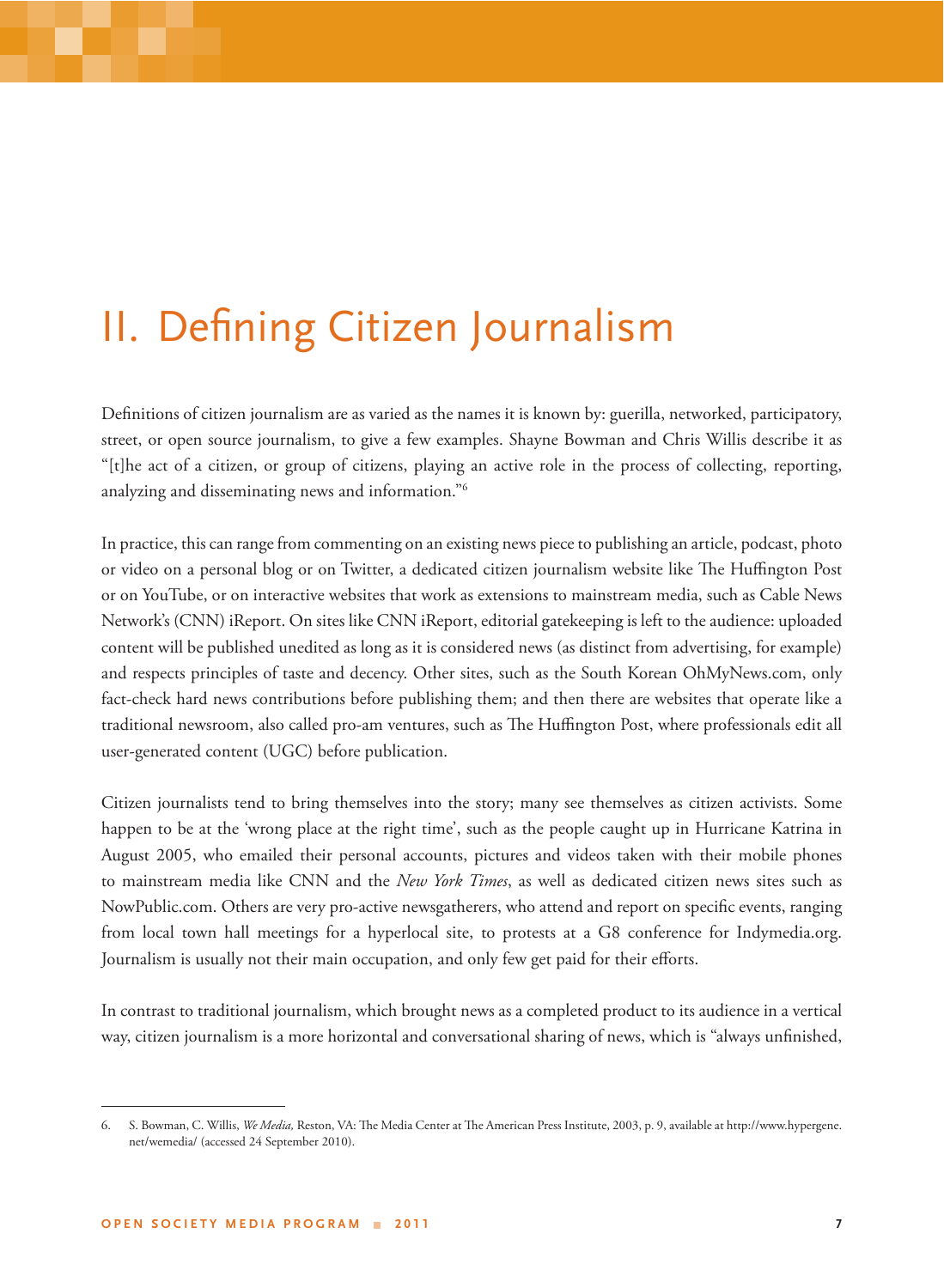# II. Defining Citizen Journalism

Definitions of citizen journalism are as varied as the names it is known by: guerilla, networked, participatory, street, or open source journalism, to give a few examples. Shayne Bowman and Chris Willis describe it as "[t]he act of a citizen, or group of citizens, playing an active role in the process of collecting, reporting, analyzing and disseminating news and information."[6]

In practice, this can range from commenting on an existing news piece to publishing an article, podcast, photo or video on a personal blog or on Twitter, a dedicated citizen journalism website like The Huffington Post or on YouTube, or on interactive websites that work as extensions to mainstream media, such as Cable News Network's (CNN) iReport. On sites like CNN iReport, editorial gatekeeping is left to the audience: uploaded content will be published unedited as long as it is considered news (as distinct from advertising, for example) and respects principles of taste and decency. Other sites, such as the South Korean OhMyNews.com, only fact-check hard news contributions before publishing them; and then there are websites that operate like a traditional newsroom, also called pro-am ventures, such as The Huffington Post, where professionals edit all user-generated content (UGC) before publication.

Citizen journalists tend to bring themselves into the story; many see themselves as citizen activists. Some happen to be at the 'wrong place at the right time', such as the people caught up in Hurricane Katrina in August 2005, who emailed their personal accounts, pictures and videos taken with their mobile phones to mainstream media like CNN and the *New York Times*, as well as dedicated citizen news sites such as NowPublic.com. Others are very pro-active newsgatherers, who attend and report on specific events, ranging from local town hall meetings for a hyperlocal site, to protests at a G8 conference for Indymedia.org. Journalism is usually not their main occupation, and only few get paid for their efforts.

In contrast to traditional journalism, which brought news as a completed product to its audience in a vertical way, citizen journalism is a more horizontal and conversational sharing of news, which is "always unfinished,

---

6. S. Bowman, C. Willis, *We Media*, Reston, VA: The Media Center at The American Press Institute, 2003, p. 9, available at http://www.hypergene.net/wemedia/ (accessed 24 September 2010).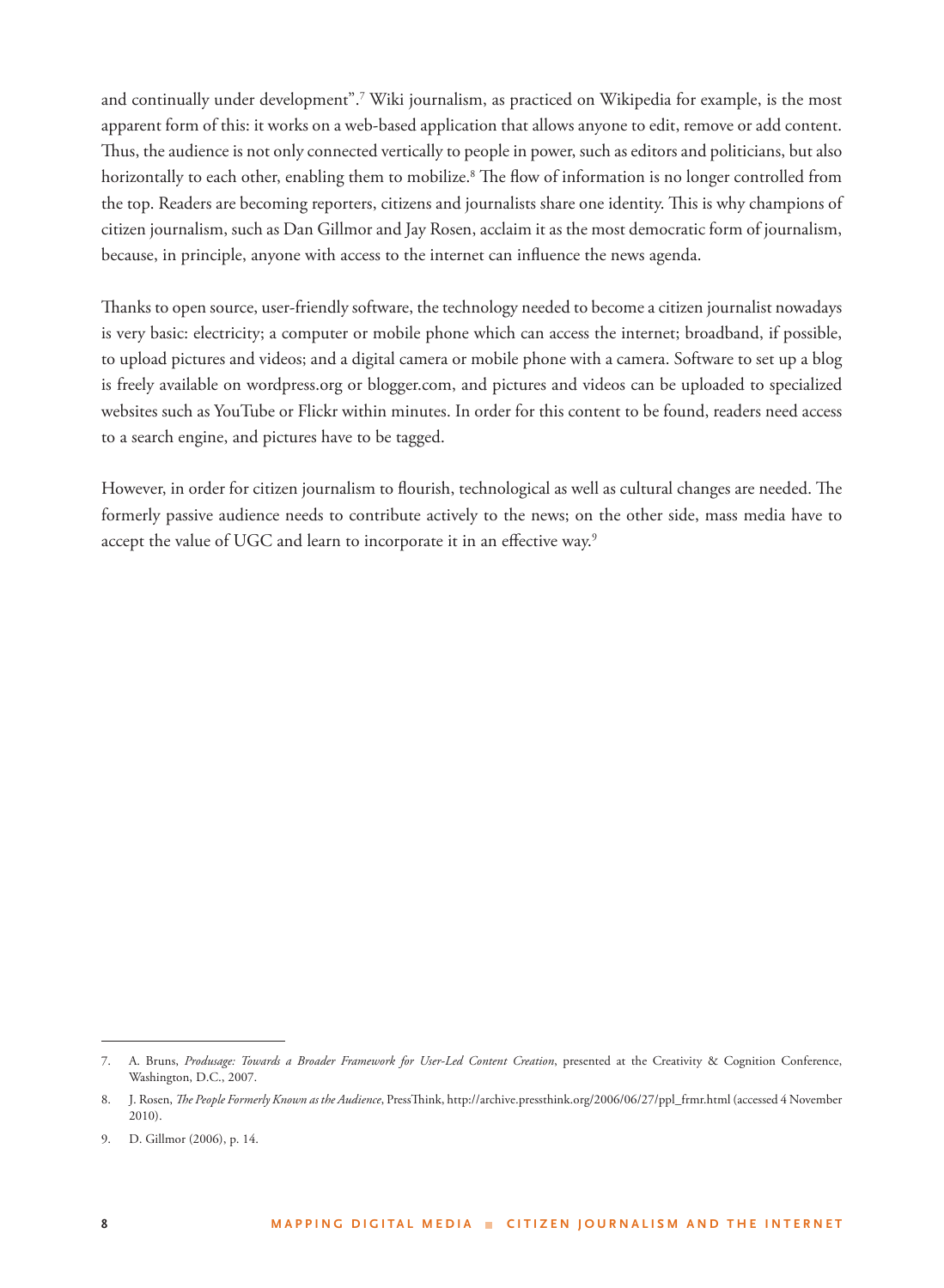and continually under development".[7] Wiki journalism, as practiced on Wikipedia for example, is the most apparent form of this: it works on a web-based application that allows anyone to edit, remove or add content. Thus, the audience is not only connected vertically to people in power, such as editors and politicians, but also horizontally to each other, enabling them to mobilize.[8] The flow of information is no longer controlled from the top. Readers are becoming reporters, citizens and journalists share one identity. This is why champions of citizen journalism, such as Dan Gillmor and Jay Rosen, acclaim it as the most democratic form of journalism, because, in principle, anyone with access to the internet can influence the news agenda.

Thanks to open source, user-friendly software, the technology needed to become a citizen journalist nowadays is very basic: electricity; a computer or mobile phone which can access the internet; broadband, if possible, to upload pictures and videos; and a digital camera or mobile phone with a camera. Software to set up a blog is freely available on wordpress.org or blogger.com, and pictures and videos can be uploaded to specialized websites such as YouTube or Flickr within minutes. In order for this content to be found, readers need access to a search engine, and pictures have to be tagged.

However, in order for citizen journalism to flourish, technological as well as cultural changes are needed. The formerly passive audience needs to contribute actively to the news; on the other side, mass media have to accept the value of UGC and learn to incorporate it in an effective way.[9]

---

7. A. Bruns, *Produsage: Towards a Broader Framework for User-Led Content Creation*, presented at the Creativity & Cognition Conference, Washington, D.C., 2007.
8. J. Rosen, *The People Formerly Known as the Audience*, PressThink, http://archive.pressthink.org/2006/06/27/ppl_frmr.html (accessed 4 November 2010).
9. D. Gillmor (2006), p. 14.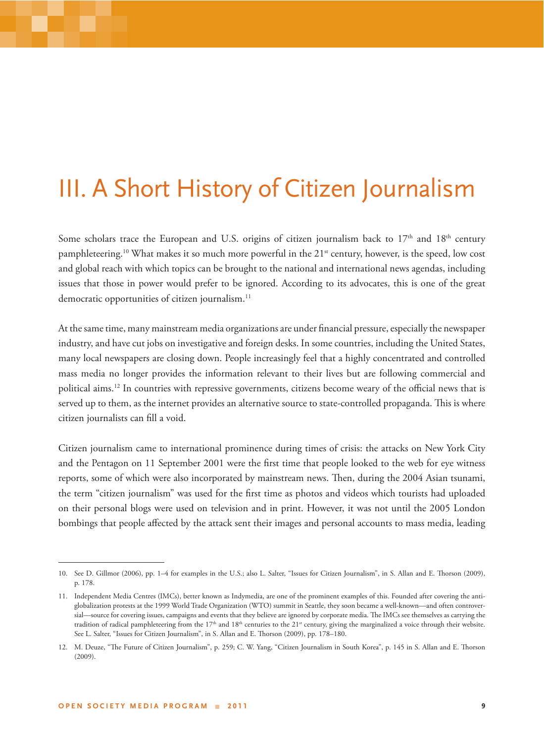# III. A Short History of Citizen Journalism

Some scholars trace the European and U.S. origins of citizen journalism back to 17th and 18th century pamphleteering.[10] What makes it so much more powerful in the 21st century, however, is the speed, low cost and global reach with which topics can be brought to the national and international news agendas, including issues that those in power would prefer to be ignored. According to its advocates, this is one of the great democratic opportunities of citizen journalism.[11]

At the same time, many mainstream media organizations are under financial pressure, especially the newspaper industry, and have cut jobs on investigative and foreign desks. In some countries, including the United States, many local newspapers are closing down. People increasingly feel that a highly concentrated and controlled mass media no longer provides the information relevant to their lives but are following commercial and political aims.[12] In countries with repressive governments, citizens become weary of the official news that is served up to them, as the internet provides an alternative source to state-controlled propaganda. This is where citizen journalists can fill a void.

Citizen journalism came to international prominence during times of crisis: the attacks on New York City and the Pentagon on 11 September 2001 were the first time that people looked to the web for eye witness reports, some of which were also incorporated by mainstream news. Then, during the 2004 Asian tsunami, the term "citizen journalism" was used for the first time as photos and videos which tourists had uploaded on their personal blogs were used on television and in print. However, it was not until the 2005 London bombings that people affected by the attack sent their images and personal accounts to mass media, leading

---

10. See D. Gillmor (2006), pp. 1–4 for examples in the U.S.; also L. Salter, "Issues for Citizen Journalism", in S. Allan and E. Thorson (2009), p. 178.

11. Independent Media Centres (IMCs), better known as Indymedia, are one of the prominent examples of this. Founded after covering the anti-globalization protests at the 1999 World Trade Organization (WTO) summit in Seattle, they soon became a well-known—and often controversial—source for covering issues, campaigns and events that they believe are ignored by corporate media. The IMCs see themselves as carrying the tradition of radical pamphleteering from the 17th and 18th centuries to the 21st century, giving the marginalized a voice through their website. See L. Salter, "Issues for Citizen Journalism", in S. Allan and E. Thorson (2009), pp. 178–180.

12. M. Deuze, "The Future of Citizen Journalism", p. 259; C. W. Yang, "Citizen Journalism in South Korea", p. 145 in S. Allan and E. Thorson (2009).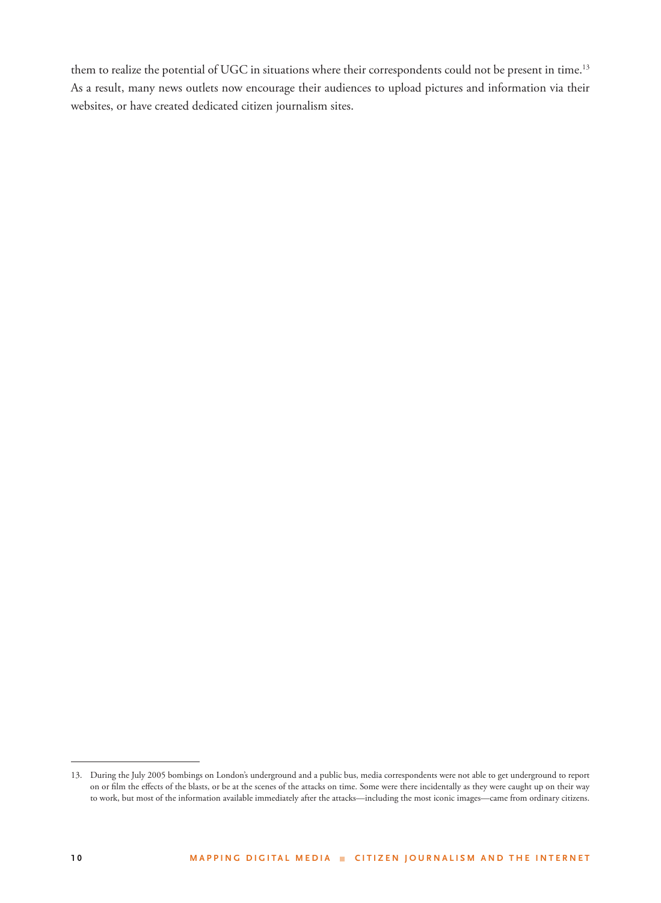them to realize the potential of UGC in situations where their correspondents could not be present in time.[13] As a result, many news outlets now encourage their audiences to upload pictures and information via their websites, or have created dedicated citizen journalism sites.

---

13. During the July 2005 bombings on London's underground and a public bus, media correspondents were not able to get underground to report on or film the effects of the blasts, or be at the scenes of the attacks on time. Some were there incidentally as they were caught up on their way to work, but most of the information available immediately after the attacks—including the most iconic images—came from ordinary citizens.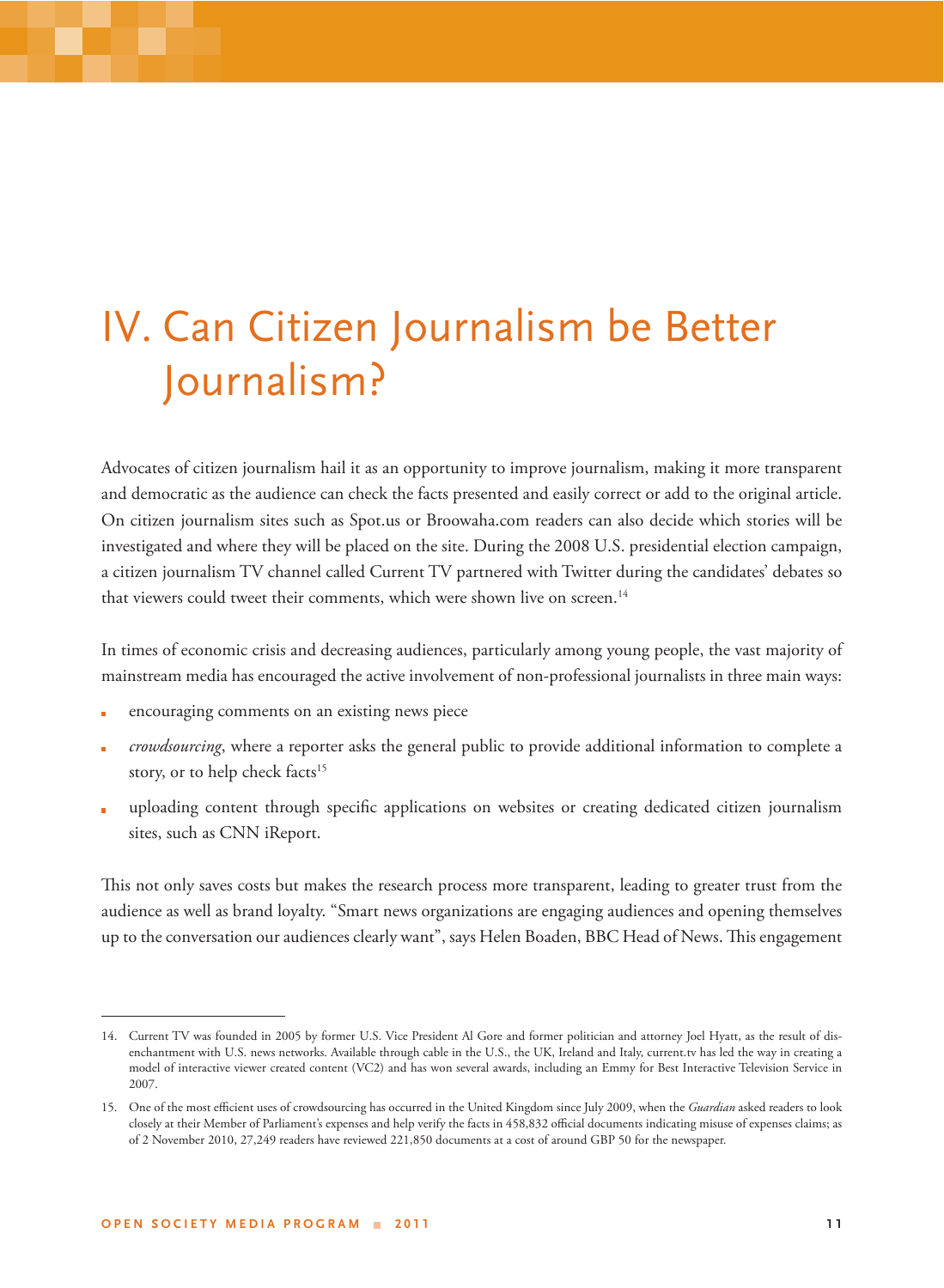# IV. Can Citizen Journalism be Better Journalism?

Advocates of citizen journalism hail it as an opportunity to improve journalism, making it more transparent and democratic as the audience can check the facts presented and easily correct or add to the original article. On citizen journalism sites such as Spot.us or Broowaha.com readers can also decide which stories will be investigated and where they will be placed on the site. During the 2008 U.S. presidential election campaign, a citizen journalism TV channel called Current TV partnered with Twitter during the candidates' debates so that viewers could tweet their comments, which were shown live on screen.[14]

In times of economic crisis and decreasing audiences, particularly among young people, the vast majority of mainstream media has encouraged the active involvement of non-professional journalists in three main ways:

- encouraging comments on an existing news piece
- *crowdsourcing*, where a reporter asks the general public to provide additional information to complete a story, or to help check facts[15]
- uploading content through specific applications on websites or creating dedicated citizen journalism sites, such as CNN iReport.

This not only saves costs but makes the research process more transparent, leading to greater trust from the audience as well as brand loyalty. "Smart news organizations are engaging audiences and opening themselves up to the conversation our audiences clearly want", says Helen Boaden, BBC Head of News. This engagement

---

14. Current TV was founded in 2005 by former U.S. Vice President Al Gore and former politician and attorney Joel Hyatt, as the result of disenchantment with U.S. news networks. Available through cable in the U.S., the UK, Ireland and Italy, current.tv has led the way in creating a model of interactive viewer created content (VC2) and has won several awards, including an Emmy for Best Interactive Television Service in 2007.

15. One of the most efficient uses of crowdsourcing has occurred in the United Kingdom since July 2009, when the *Guardian* asked readers to look closely at their Member of Parliament's expenses and help verify the facts in 458,832 official documents indicating misuse of expenses claims; as of 2 November 2010, 27,249 readers have reviewed 221,850 documents at a cost of around GBP 50 for the newspaper.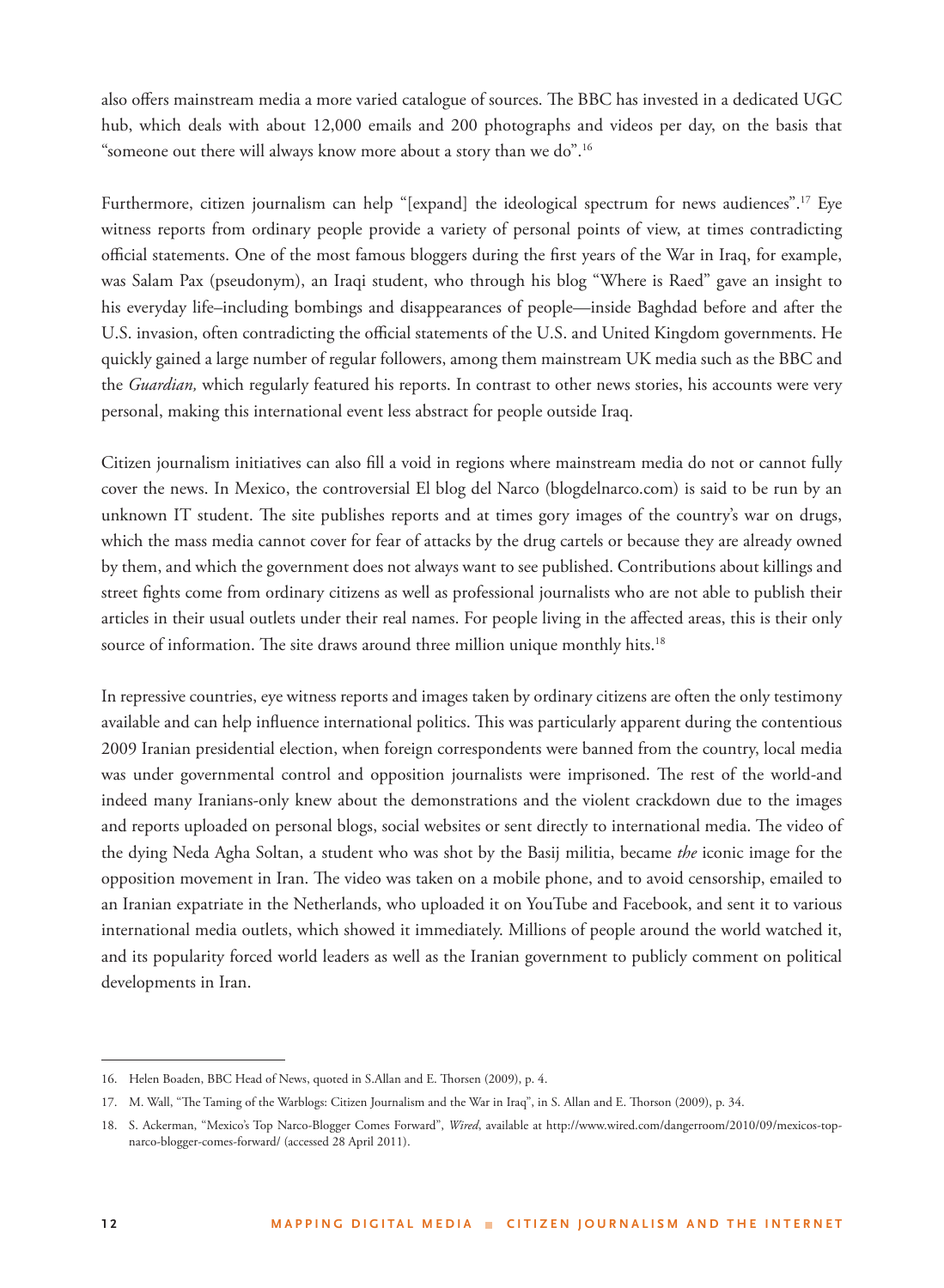also offers mainstream media a more varied catalogue of sources. The BBC has invested in a dedicated UGC hub, which deals with about 12,000 emails and 200 photographs and videos per day, on the basis that "someone out there will always know more about a story than we do".[16]

Furthermore, citizen journalism can help "[expand] the ideological spectrum for news audiences".[17] Eye witness reports from ordinary people provide a variety of personal points of view, at times contradicting official statements. One of the most famous bloggers during the first years of the War in Iraq, for example, was Salam Pax (pseudonym), an Iraqi student, who through his blog "Where is Raed" gave an insight to his everyday life–including bombings and disappearances of people—inside Baghdad before and after the U.S. invasion, often contradicting the official statements of the U.S. and United Kingdom governments. He quickly gained a large number of regular followers, among them mainstream UK media such as the BBC and the *Guardian,* which regularly featured his reports. In contrast to other news stories, his accounts were very personal, making this international event less abstract for people outside Iraq.

Citizen journalism initiatives can also fill a void in regions where mainstream media do not or cannot fully cover the news. In Mexico, the controversial El blog del Narco (blogdelnarco.com) is said to be run by an unknown IT student. The site publishes reports and at times gory images of the country's war on drugs, which the mass media cannot cover for fear of attacks by the drug cartels or because they are already owned by them, and which the government does not always want to see published. Contributions about killings and street fights come from ordinary citizens as well as professional journalists who are not able to publish their articles in their usual outlets under their real names. For people living in the affected areas, this is their only source of information. The site draws around three million unique monthly hits.[18]

In repressive countries, eye witness reports and images taken by ordinary citizens are often the only testimony available and can help influence international politics. This was particularly apparent during the contentious 2009 Iranian presidential election, when foreign correspondents were banned from the country, local media was under governmental control and opposition journalists were imprisoned. The rest of the world-and indeed many Iranians-only knew about the demonstrations and the violent crackdown due to the images and reports uploaded on personal blogs, social websites or sent directly to international media. The video of the dying Neda Agha Soltan, a student who was shot by the Basij militia, became *the* iconic image for the opposition movement in Iran. The video was taken on a mobile phone, and to avoid censorship, emailed to an Iranian expatriate in the Netherlands, who uploaded it on YouTube and Facebook, and sent it to various international media outlets, which showed it immediately. Millions of people around the world watched it, and its popularity forced world leaders as well as the Iranian government to publicly comment on political developments in Iran.

---

16. Helen Boaden, BBC Head of News, quoted in S.Allan and E. Thorsen (2009), p. 4.
17. M. Wall, "The Taming of the Warblogs: Citizen Journalism and the War in Iraq", in S. Allan and E. Thorson (2009), p. 34.
18. S. Ackerman, "Mexico's Top Narco-Blogger Comes Forward", *Wired*, available at http://www.wired.com/dangerroom/2010/09/mexicos-top-narco-blogger-comes-forward/ (accessed 28 April 2011).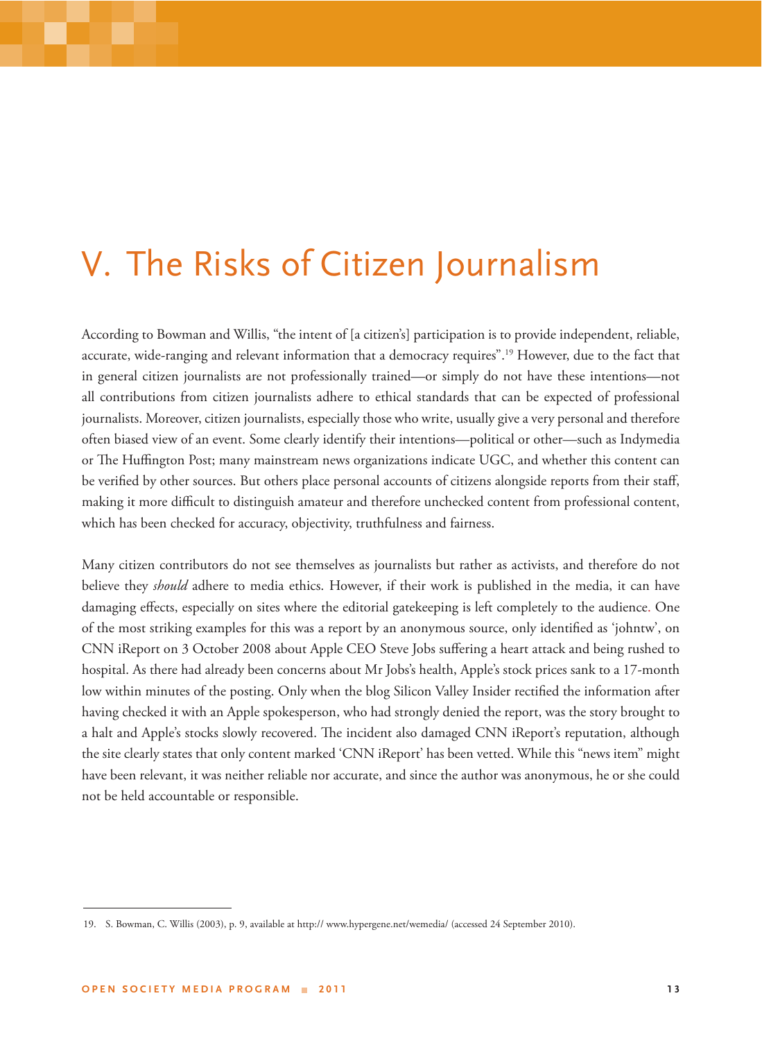# V. The Risks of Citizen Journalism

According to Bowman and Willis, "the intent of [a citizen's] participation is to provide independent, reliable, accurate, wide-ranging and relevant information that a democracy requires".[19] However, due to the fact that in general citizen journalists are not professionally trained—or simply do not have these intentions—not all contributions from citizen journalists adhere to ethical standards that can be expected of professional journalists. Moreover, citizen journalists, especially those who write, usually give a very personal and therefore often biased view of an event. Some clearly identify their intentions—political or other—such as Indymedia or The Huffington Post; many mainstream news organizations indicate UGC, and whether this content can be verified by other sources. But others place personal accounts of citizens alongside reports from their staff, making it more difficult to distinguish amateur and therefore unchecked content from professional content, which has been checked for accuracy, objectivity, truthfulness and fairness.

Many citizen contributors do not see themselves as journalists but rather as activists, and therefore do not believe they *should* adhere to media ethics. However, if their work is published in the media, it can have damaging effects, especially on sites where the editorial gatekeeping is left completely to the audience. One of the most striking examples for this was a report by an anonymous source, only identified as 'johntw', on CNN iReport on 3 October 2008 about Apple CEO Steve Jobs suffering a heart attack and being rushed to hospital. As there had already been concerns about Mr Jobs's health, Apple's stock prices sank to a 17-month low within minutes of the posting. Only when the blog Silicon Valley Insider rectified the information after having checked it with an Apple spokesperson, who had strongly denied the report, was the story brought to a halt and Apple's stocks slowly recovered. The incident also damaged CNN iReport's reputation, although the site clearly states that only content marked 'CNN iReport' has been vetted. While this "news item" might have been relevant, it was neither reliable nor accurate, and since the author was anonymous, he or she could not be held accountable or responsible.

---

19. S. Bowman, C. Willis (2003), p. 9, available at http:// www.hypergene.net/wemedia/ (accessed 24 September 2010).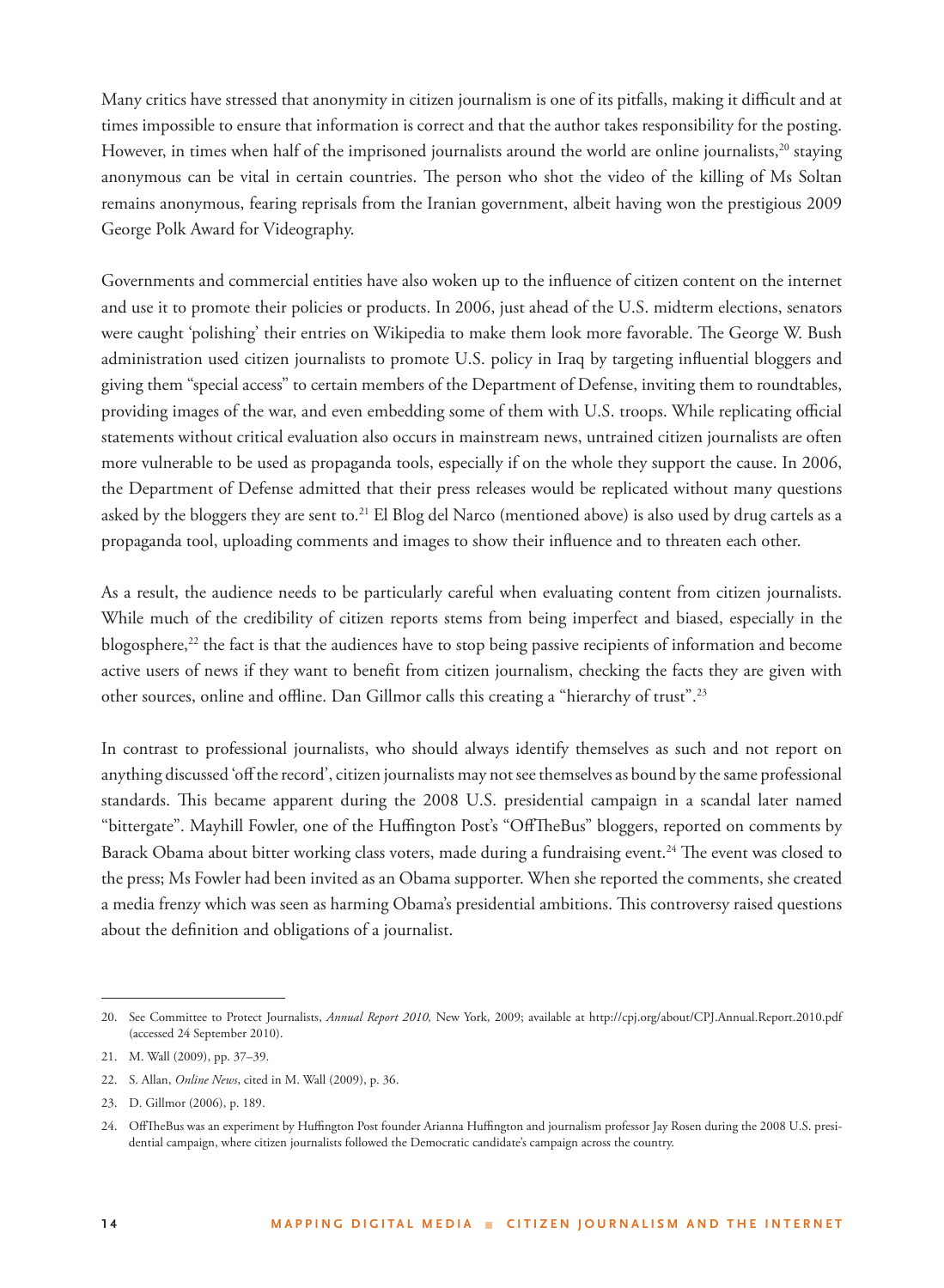Many critics have stressed that anonymity in citizen journalism is one of its pitfalls, making it difficult and at times impossible to ensure that information is correct and that the author takes responsibility for the posting. However, in times when half of the imprisoned journalists around the world are online journalists,[20] staying anonymous can be vital in certain countries. The person who shot the video of the killing of Ms Soltan remains anonymous, fearing reprisals from the Iranian government, albeit having won the prestigious 2009 George Polk Award for Videography.

Governments and commercial entities have also woken up to the influence of citizen content on the internet and use it to promote their policies or products. In 2006, just ahead of the U.S. midterm elections, senators were caught 'polishing' their entries on Wikipedia to make them look more favorable. The George W. Bush administration used citizen journalists to promote U.S. policy in Iraq by targeting influential bloggers and giving them "special access" to certain members of the Department of Defense, inviting them to roundtables, providing images of the war, and even embedding some of them with U.S. troops. While replicating official statements without critical evaluation also occurs in mainstream news, untrained citizen journalists are often more vulnerable to be used as propaganda tools, especially if on the whole they support the cause. In 2006, the Department of Defense admitted that their press releases would be replicated without many questions asked by the bloggers they are sent to.[21] El Blog del Narco (mentioned above) is also used by drug cartels as a propaganda tool, uploading comments and images to show their influence and to threaten each other.

As a result, the audience needs to be particularly careful when evaluating content from citizen journalists. While much of the credibility of citizen reports stems from being imperfect and biased, especially in the blogosphere,[22] the fact is that the audiences have to stop being passive recipients of information and become active users of news if they want to benefit from citizen journalism, checking the facts they are given with other sources, online and offline. Dan Gillmor calls this creating a "hierarchy of trust".[23]

In contrast to professional journalists, who should always identify themselves as such and not report on anything discussed 'off the record', citizen journalists may not see themselves as bound by the same professional standards. This became apparent during the 2008 U.S. presidential campaign in a scandal later named "bittergate". Mayhill Fowler, one of the Huffington Post's "OffTheBus" bloggers, reported on comments by Barack Obama about bitter working class voters, made during a fundraising event.[24] The event was closed to the press; Ms Fowler had been invited as an Obama supporter. When she reported the comments, she created a media frenzy which was seen as harming Obama's presidential ambitions. This controversy raised questions about the definition and obligations of a journalist.

---

20. See Committee to Protect Journalists, *Annual Report 2010,* New York, 2009; available at http://cpj.org/about/CPJ.Annual.Report.2010.pdf (accessed 24 September 2010).
21. M. Wall (2009), pp. 37–39.
22. S. Allan, *Online News*, cited in M. Wall (2009), p. 36.
23. D. Gillmor (2006), p. 189.
24. OffTheBus was an experiment by Huffington Post founder Arianna Huffington and journalism professor Jay Rosen during the 2008 U.S. presidential campaign, where citizen journalists followed the Democratic candidate's campaign across the country.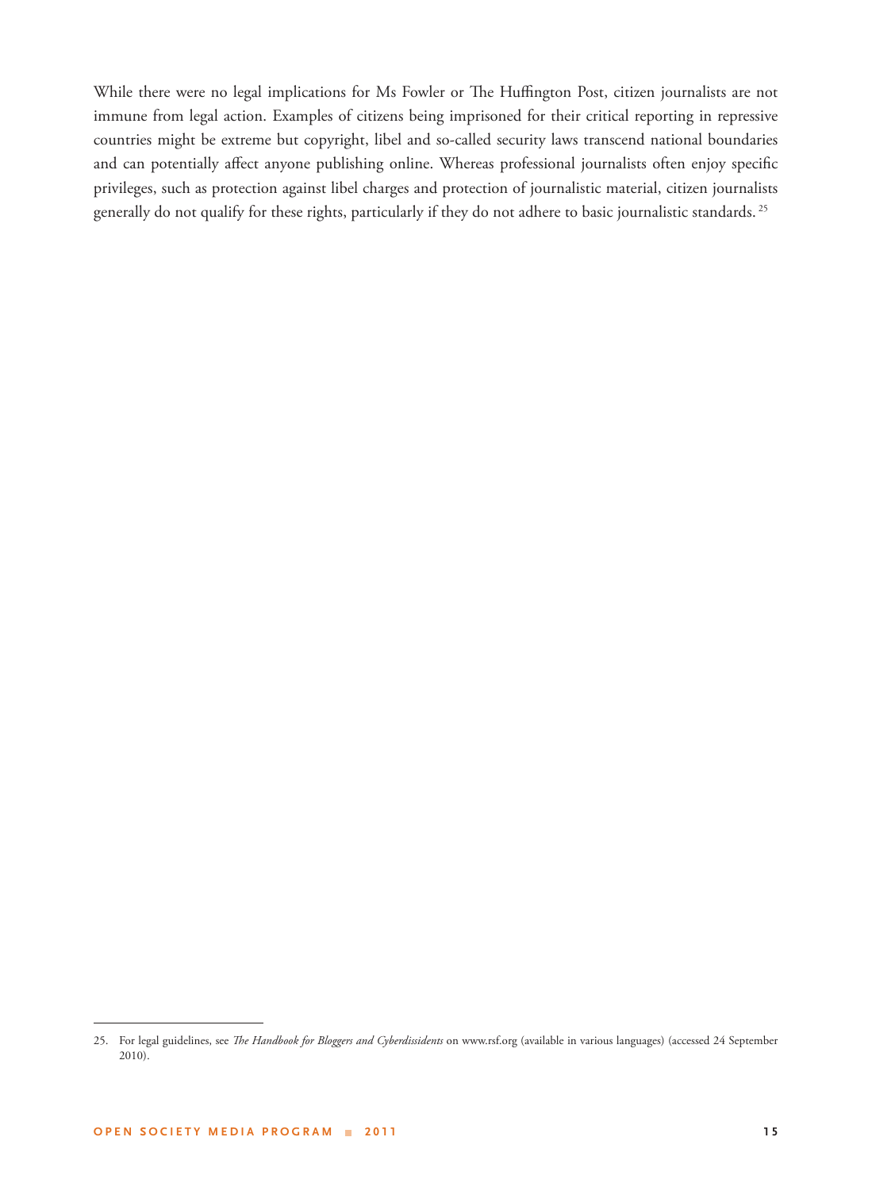While there were no legal implications for Ms Fowler or The Huffington Post, citizen journalists are not immune from legal action. Examples of citizens being imprisoned for their critical reporting in repressive countries might be extreme but copyright, libel and so-called security laws transcend national boundaries and can potentially affect anyone publishing online. Whereas professional journalists often enjoy specific privileges, such as protection against libel charges and protection of journalistic material, citizen journalists generally do not qualify for these rights, particularly if they do not adhere to basic journalistic standards.[25]

---

25. For legal guidelines, see *The Handbook for Bloggers and Cyberdissidents* on www.rsf.org (available in various languages) (accessed 24 September 2010).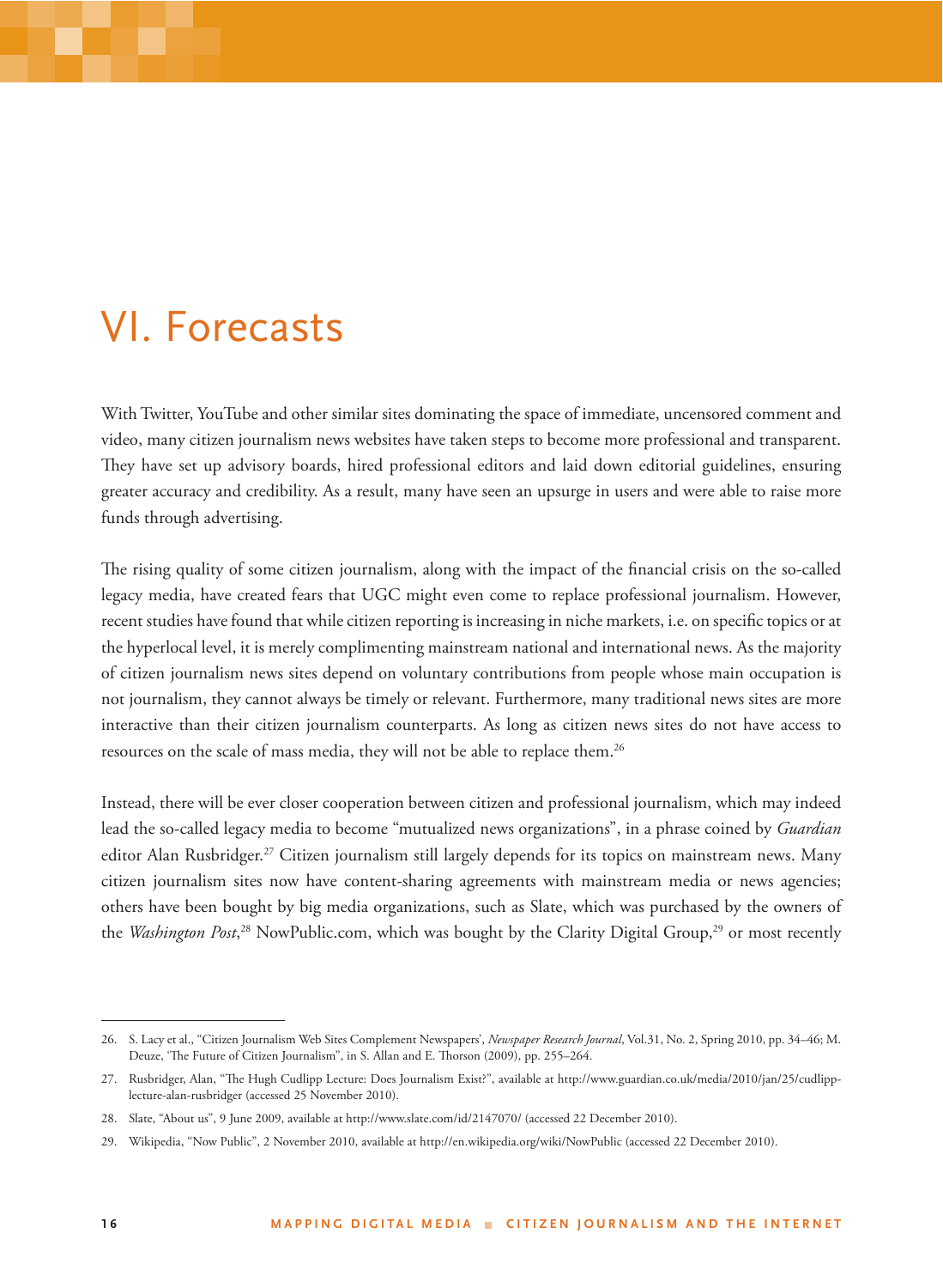# VI. Forecasts

With Twitter, YouTube and other similar sites dominating the space of immediate, uncensored comment and video, many citizen journalism news websites have taken steps to become more professional and transparent. They have set up advisory boards, hired professional editors and laid down editorial guidelines, ensuring greater accuracy and credibility. As a result, many have seen an upsurge in users and were able to raise more funds through advertising.

The rising quality of some citizen journalism, along with the impact of the financial crisis on the so-called legacy media, have created fears that UGC might even come to replace professional journalism. However, recent studies have found that while citizen reporting is increasing in niche markets, i.e. on specific topics or at the hyperlocal level, it is merely complimenting mainstream national and international news. As the majority of citizen journalism news sites depend on voluntary contributions from people whose main occupation is not journalism, they cannot always be timely or relevant. Furthermore, many traditional news sites are more interactive than their citizen journalism counterparts. As long as citizen news sites do not have access to resources on the scale of mass media, they will not be able to replace them.[26]

Instead, there will be ever closer cooperation between citizen and professional journalism, which may indeed lead the so-called legacy media to become "mutualized news organizations", in a phrase coined by *Guardian* editor Alan Rusbridger.[27] Citizen journalism still largely depends for its topics on mainstream news. Many citizen journalism sites now have content-sharing agreements with mainstream media or news agencies; others have been bought by big media organizations, such as Slate, which was purchased by the owners of the *Washington Post*,[28] NowPublic.com, which was bought by the Clarity Digital Group,[29] or most recently

---

26. S. Lacy et al., "Citizen Journalism Web Sites Complement Newspapers', *Newspaper Research Journal*, Vol.31, No. 2, Spring 2010, pp. 34–46; M. Deuze, 'The Future of Citizen Journalism", in S. Allan and E. Thorson (2009), pp. 255–264.
27. Rusbridger, Alan, "The Hugh Cudlipp Lecture: Does Journalism Exist?", available at http://www.guardian.co.uk/media/2010/jan/25/cudlipp-lecture-alan-rusbridger (accessed 25 November 2010).
28. Slate, "About us", 9 June 2009, available at http://www.slate.com/id/2147070/ (accessed 22 December 2010).
29. Wikipedia, "Now Public", 2 November 2010, available at http://en.wikipedia.org/wiki/NowPublic (accessed 22 December 2010).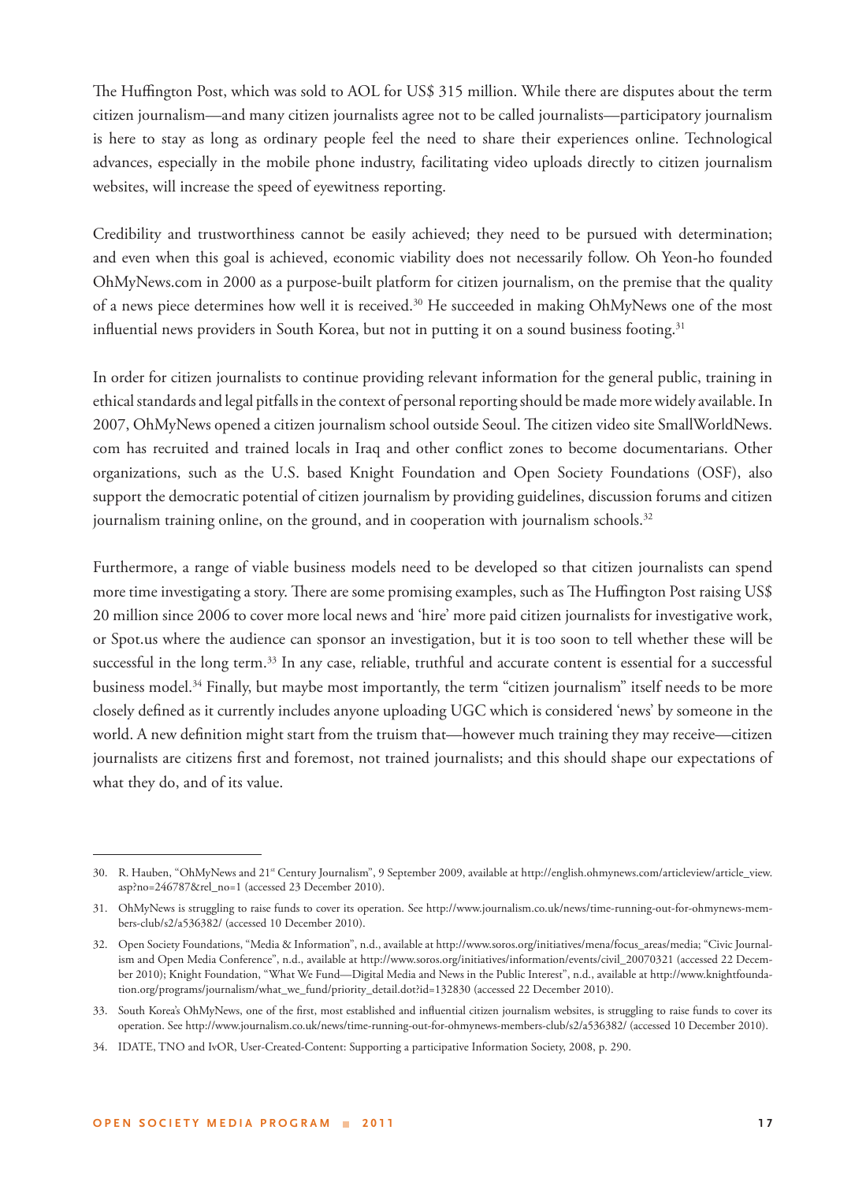The Huffington Post, which was sold to AOL for US$ 315 million. While there are disputes about the term citizen journalism—and many citizen journalists agree not to be called journalists—participatory journalism is here to stay as long as ordinary people feel the need to share their experiences online. Technological advances, especially in the mobile phone industry, facilitating video uploads directly to citizen journalism websites, will increase the speed of eyewitness reporting.

Credibility and trustworthiness cannot be easily achieved; they need to be pursued with determination; and even when this goal is achieved, economic viability does not necessarily follow. Oh Yeon-ho founded OhMyNews.com in 2000 as a purpose-built platform for citizen journalism, on the premise that the quality of a news piece determines how well it is received.[30] He succeeded in making OhMyNews one of the most influential news providers in South Korea, but not in putting it on a sound business footing.[31]

In order for citizen journalists to continue providing relevant information for the general public, training in ethical standards and legal pitfalls in the context of personal reporting should be made more widely available. In 2007, OhMyNews opened a citizen journalism school outside Seoul. The citizen video site SmallWorldNews.com has recruited and trained locals in Iraq and other conflict zones to become documentarians. Other organizations, such as the U.S. based Knight Foundation and Open Society Foundations (OSF), also support the democratic potential of citizen journalism by providing guidelines, discussion forums and citizen journalism training online, on the ground, and in cooperation with journalism schools.[32]

Furthermore, a range of viable business models need to be developed so that citizen journalists can spend more time investigating a story. There are some promising examples, such as The Huffington Post raising US$ 20 million since 2006 to cover more local news and 'hire' more paid citizen journalists for investigative work, or Spot.us where the audience can sponsor an investigation, but it is too soon to tell whether these will be successful in the long term.[33] In any case, reliable, truthful and accurate content is essential for a successful business model.[34] Finally, but maybe most importantly, the term "citizen journalism" itself needs to be more closely defined as it currently includes anyone uploading UGC which is considered 'news' by someone in the world. A new definition might start from the truism that—however much training they may receive—citizen journalists are citizens first and foremost, not trained journalists; and this should shape our expectations of what they do, and of its value.

---

30. R. Hauben, "OhMyNews and 21st Century Journalism", 9 September 2009, available at http://english.ohmynews.com/articleview/article_view.asp?no=246787&rel_no=1 (accessed 23 December 2010).

31. OhMyNews is struggling to raise funds to cover its operation. See http://www.journalism.co.uk/news/time-running-out-for-ohmynews-members-club/s2/a536382/ (accessed 10 December 2010).

32. Open Society Foundations, "Media & Information", n.d., available at http://www.soros.org/initiatives/mena/focus_areas/media; "Civic Journalism and Open Media Conference", n.d., available at http://www.soros.org/initiatives/information/events/civil_20070321 (accessed 22 December 2010); Knight Foundation, "What We Fund—Digital Media and News in the Public Interest", n.d., available at http://www.knightfoundation.org/programs/journalism/what_we_fund/priority_detail.dot?id=132830 (accessed 22 December 2010).

33. South Korea's OhMyNews, one of the first, most established and influential citizen journalism websites, is struggling to raise funds to cover its operation. See http://www.journalism.co.uk/news/time-running-out-for-ohmynews-members-club/s2/a536382/ (accessed 10 December 2010).

34. IDATE, TNO and IvOR, User-Created-Content: Supporting a participative Information Society, 2008, p. 290.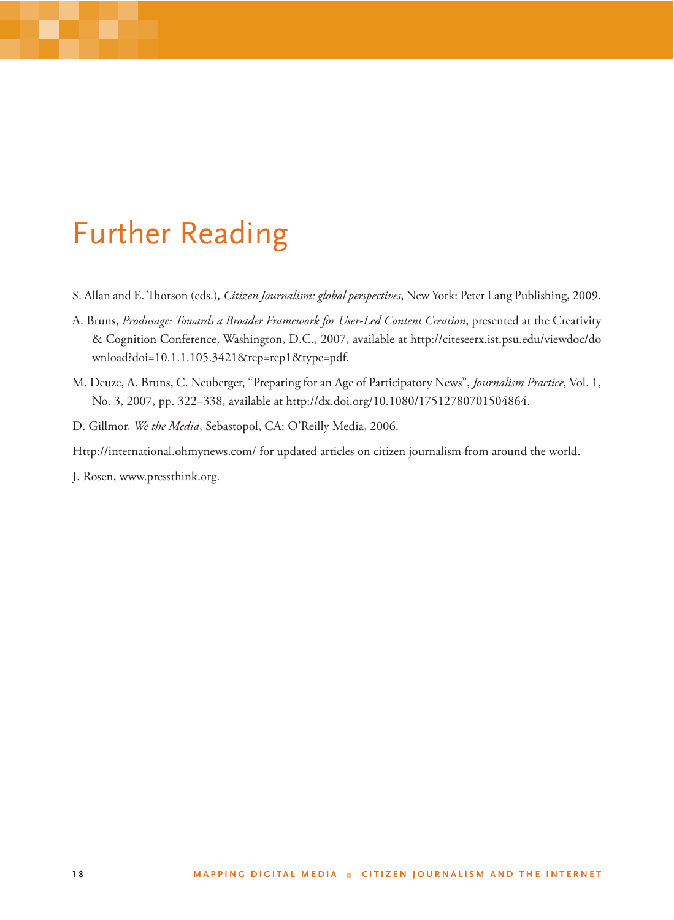# Further Reading

S. Allan and E. Thorson (eds.), *Citizen Journalism: global perspectives*, New York: Peter Lang Publishing, 2009.

A. Bruns, *Produsage: Towards a Broader Framework for User-Led Content Creation*, presented at the Creativity & Cognition Conference, Washington, D.C., 2007, available at http://citeseerx.ist.psu.edu/viewdoc/download?doi=10.1.1.105.3421&rep=rep1&type=pdf.

M. Deuze, A. Bruns, C. Neuberger, "Preparing for an Age of Participatory News", *Journalism Practice*, Vol. 1, No. 3, 2007, pp. 322–338, available at http://dx.doi.org/10.1080/17512780701504864.

D. Gillmor, *We the Media*, Sebastopol, CA: O'Reilly Media, 2006.

Http://international.ohmynews.com/ for updated articles on citizen journalism from around the world.

J. Rosen, www.pressthink.org.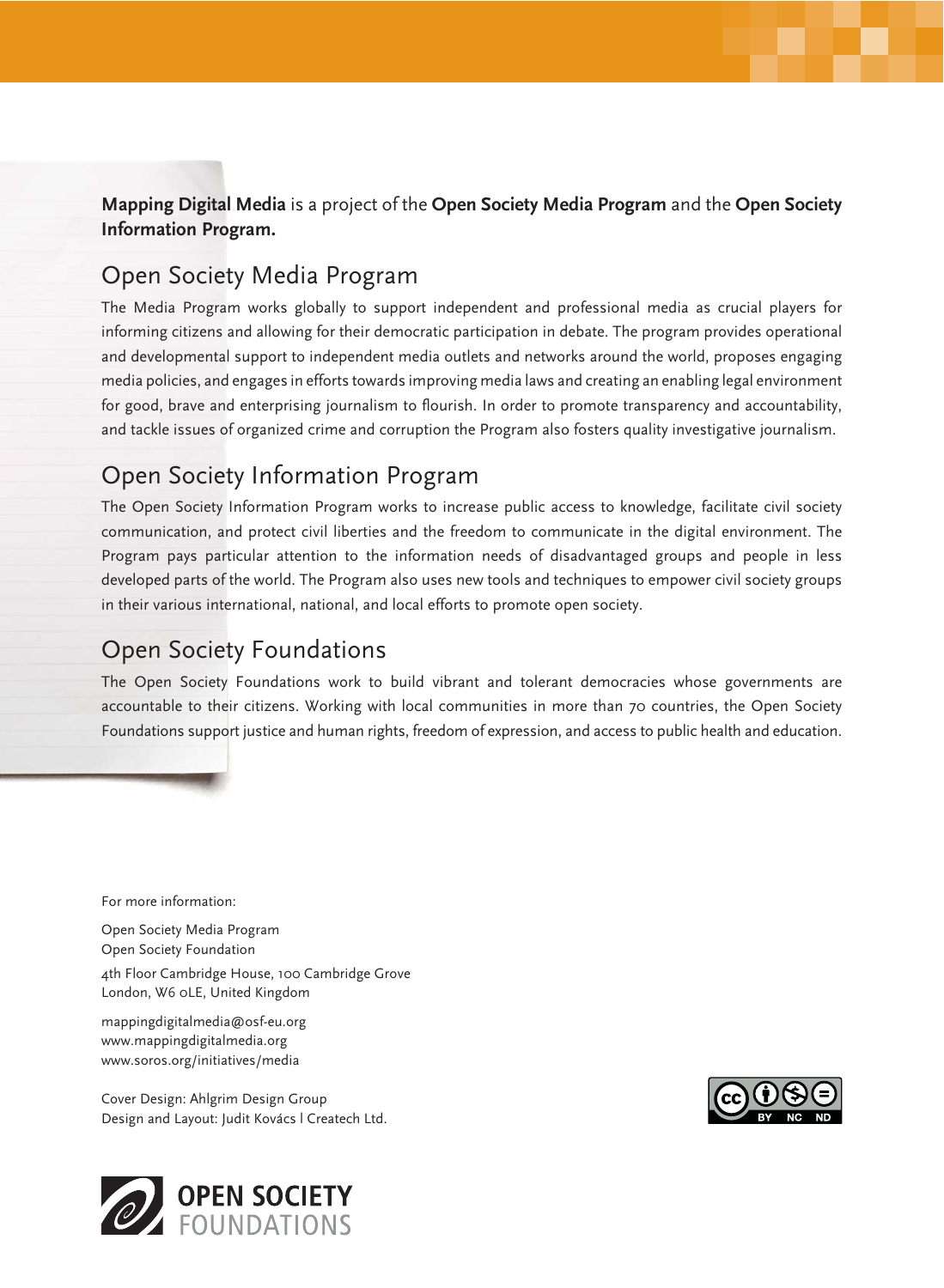**Mapping Digital Media** is a project of the **Open Society Media Program** and the **Open Society Information Program.**

## Open Society Media Program

The Media Program works globally to support independent and professional media as crucial players for informing citizens and allowing for their democratic participation in debate. The program provides operational and developmental support to independent media outlets and networks around the world, proposes engaging media policies, and engages in efforts towards improving media laws and creating an enabling legal environment for good, brave and enterprising journalism to flourish. In order to promote transparency and accountability, and tackle issues of organized crime and corruption the Program also fosters quality investigative journalism.

## Open Society Information Program

The Open Society Information Program works to increase public access to knowledge, facilitate civil society communication, and protect civil liberties and the freedom to communicate in the digital environment. The Program pays particular attention to the information needs of disadvantaged groups and people in less developed parts of the world. The Program also uses new tools and techniques to empower civil society groups in their various international, national, and local efforts to promote open society.

## Open Society Foundations

The Open Society Foundations work to build vibrant and tolerant democracies whose governments are accountable to their citizens. Working with local communities in more than 70 countries, the Open Society Foundations support justice and human rights, freedom of expression, and access to public health and education.

For more information:

Open Society Media Program
Open Society Foundation

4th Floor Cambridge House, 100 Cambridge Grove
London, W6 0LE, United Kingdom

mappingdigitalmedia@osf-eu.org
www.mappingdigitalmedia.org
www.soros.org/initiatives/media

Cover Design: Ahlgrim Design Group
Design and Layout: Judit Kovács l Createch Ltd.

OPEN SOCIETY FOUNDATIONS